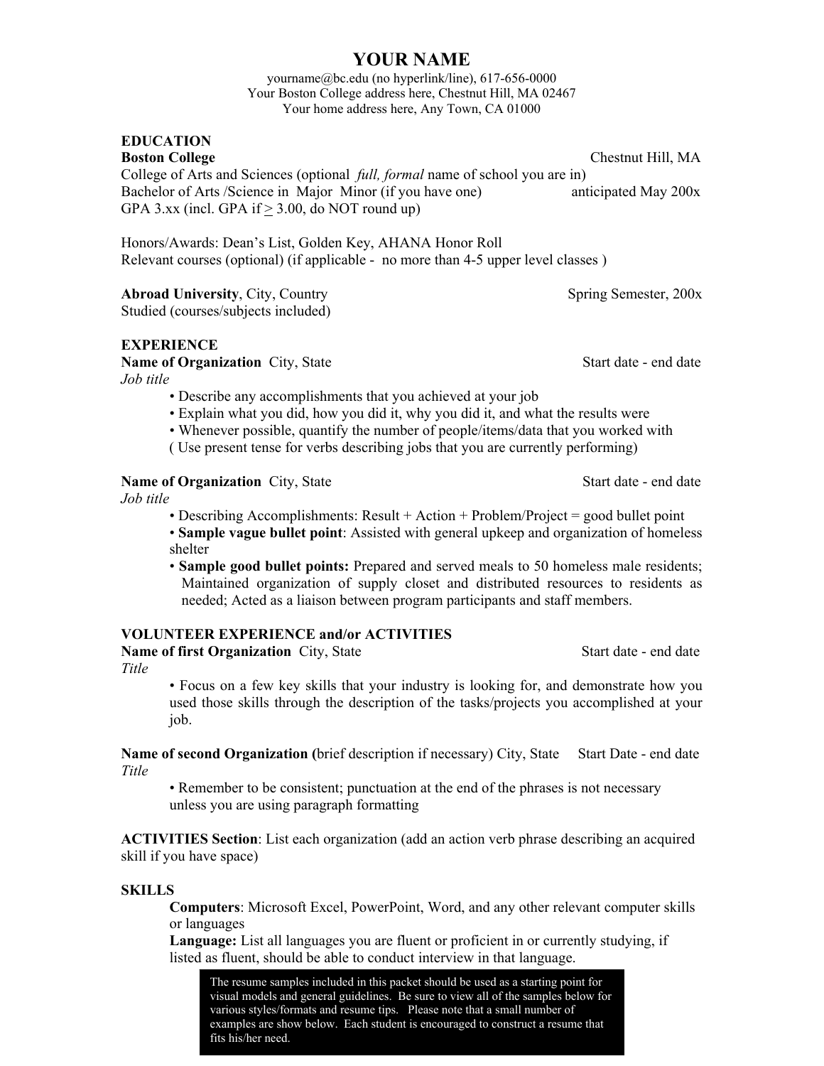# YOUR NAME

yourname@bc.edu (no hyperlink/line), 617-656-0000
Your Boston College address here, Chestnut Hill, MA 02467
Your home address here, Any Town, CA 01000

## EDUCATION

**Boston College** Chestnut Hill, MA
College of Arts and Sciences (optional *full, formal* name of school you are in)
Bachelor of Arts /Science in Major Minor (if you have one) anticipated May 200x
GPA 3.xx (incl. GPA if $\geq$ 3.00, do NOT round up)

Honors/Awards: Dean's List, Golden Key, AHANA Honor Roll
Relevant courses (optional) (if applicable - no more than 4-5 upper level classes )

**Abroad University**, City, Country Spring Semester, 200x
Studied (courses/subjects included)

## EXPERIENCE

**Name of Organization** City, State Start date - end date
*Job title*

- Describe any accomplishments that you achieved at your job
- Explain what you did, how you did it, why you did it, and what the results were
- Whenever possible, quantify the number of people/items/data that you worked with

( Use present tense for verbs describing jobs that you are currently performing)

**Name of Organization** City, State Start date - end date
*Job title*

- Describing Accomplishments: Result + Action + Problem/Project = good bullet point
- **Sample vague bullet point**: Assisted with general upkeep and organization of homeless shelter
- **Sample good bullet points:** Prepared and served meals to 50 homeless male residents; Maintained organization of supply closet and distributed resources to residents as needed; Acted as a liaison between program participants and staff members.

## VOLUNTEER EXPERIENCE and/or ACTIVITIES

**Name of first Organization** City, State Start date - end date
*Title*

- Focus on a few key skills that your industry is looking for, and demonstrate how you used those skills through the description of the tasks/projects you accomplished at your job.

**Name of second Organization (**brief description if necessary) City, State Start Date - end date
*Title*

- Remember to be consistent; punctuation at the end of the phrases is not necessary unless you are using paragraph formatting

**ACTIVITIES Section**: List each organization (add an action verb phrase describing an acquired skill if you have space)

## SKILLS

**Computers**: Microsoft Excel, PowerPoint, Word, and any other relevant computer skills or languages
**Language:** List all languages you are fluent or proficient in or currently studying, if listed as fluent, should be able to conduct interview in that language.

The resume samples included in this packet should be used as a starting point for visual models and general guidelines. Be sure to view all of the samples below for various styles/formats and resume tips. Please note that a small number of examples are show below. Each student is encouraged to construct a resume that fits his/her need.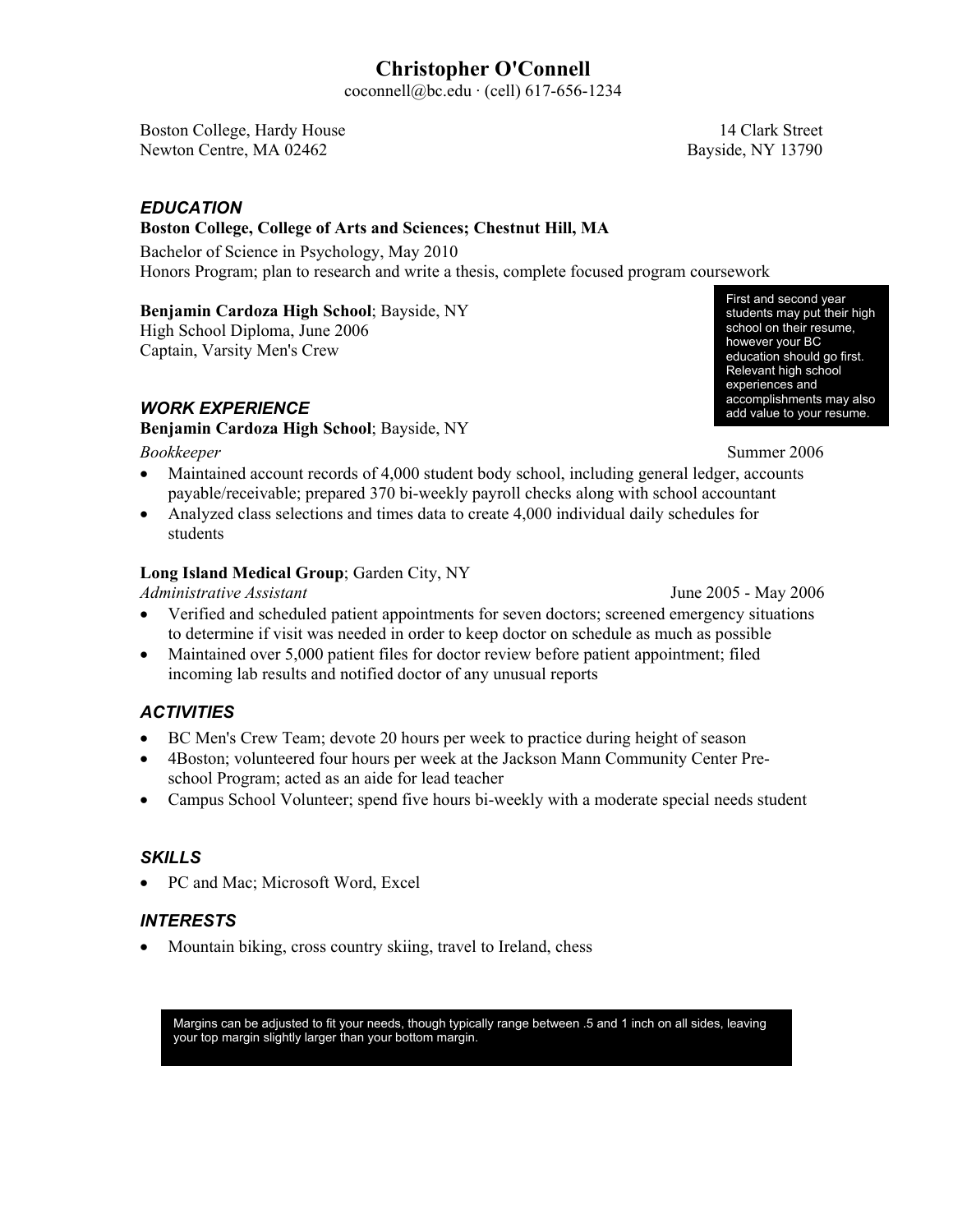# Christopher O'Connell

coconnell@bc.edu · (cell) 617-656-1234

Boston College, Hardy House
Newton Centre, MA 02462

14 Clark Street
Bayside, NY 13790

## EDUCATION

**Boston College, College of Arts and Sciences; Chestnut Hill, MA**
Bachelor of Science in Psychology, May 2010
Honors Program; plan to research and write a thesis, complete focused program coursework

**Benjamin Cardoza High School**; Bayside, NY
High School Diploma, June 2006
Captain, Varsity Men's Crew

> First and second year students may put their high school on their resume, however your BC education should go first. Relevant high school experiences and accomplishments may also add value to your resume.

## WORK EXPERIENCE

**Benjamin Cardoza High School**; Bayside, NY
*Bookkeeper* — Summer 2006

- Maintained account records of 4,000 student body school, including general ledger, accounts payable/receivable; prepared 370 bi-weekly payroll checks along with school accountant
- Analyzed class selections and times data to create 4,000 individual daily schedules for students

**Long Island Medical Group**; Garden City, NY
*Administrative Assistant* — June 2005 - May 2006

- Verified and scheduled patient appointments for seven doctors; screened emergency situations to determine if visit was needed in order to keep doctor on schedule as much as possible
- Maintained over 5,000 patient files for doctor review before patient appointment; filed incoming lab results and notified doctor of any unusual reports

## ACTIVITIES

- BC Men's Crew Team; devote 20 hours per week to practice during height of season
- 4Boston; volunteered four hours per week at the Jackson Mann Community Center Pre-school Program; acted as an aide for lead teacher
- Campus School Volunteer; spend five hours bi-weekly with a moderate special needs student

## SKILLS

- PC and Mac; Microsoft Word, Excel

## INTERESTS

- Mountain biking, cross country skiing, travel to Ireland, chess

> Margins can be adjusted to fit your needs, though typically range between .5 and 1 inch on all sides, leaving your top margin slightly larger than your bottom margin.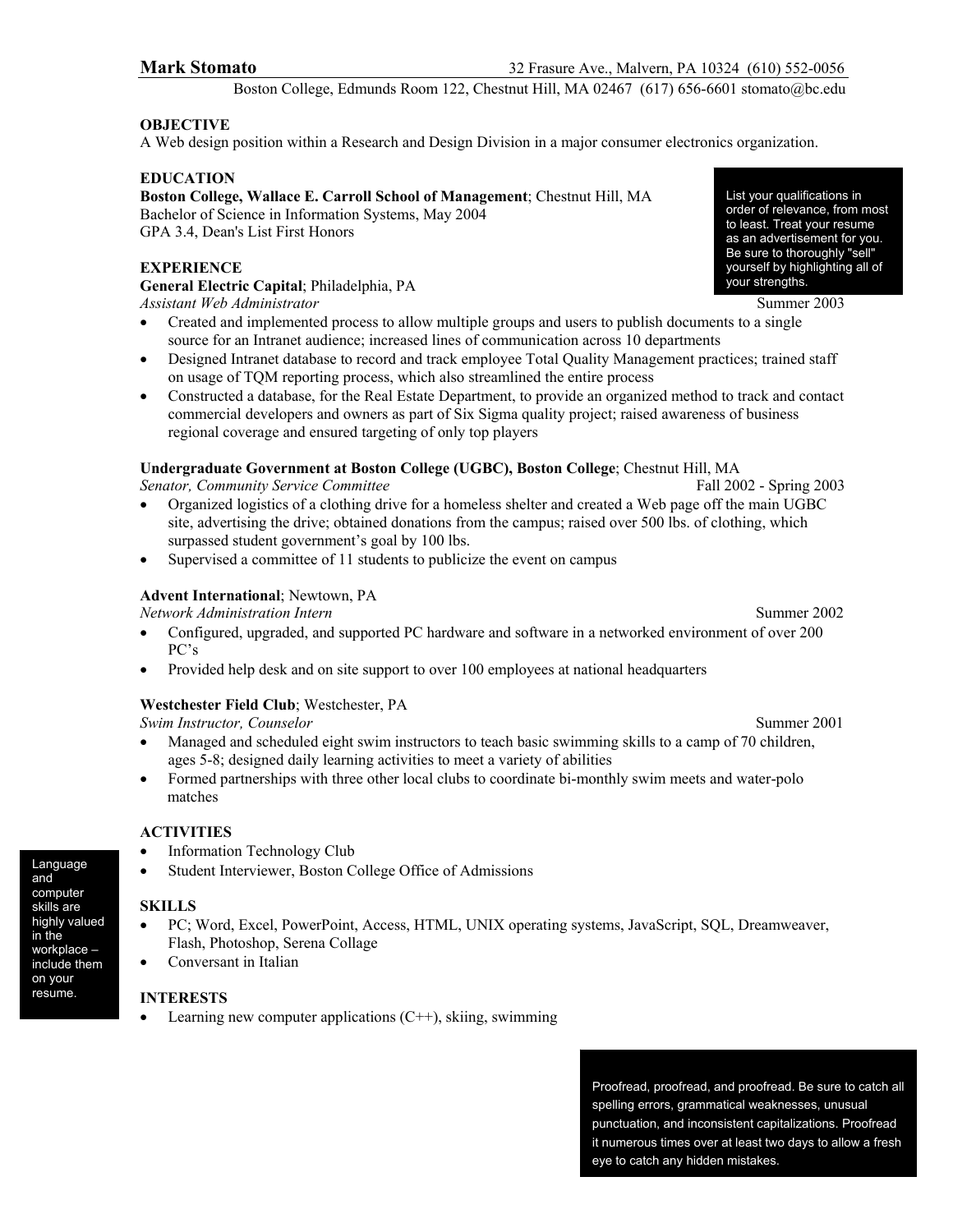**Mark Stomato** 32 Frasure Ave., Malvern, PA 10324 (610) 552-0056
Boston College, Edmunds Room 122, Chestnut Hill, MA 02467 (617) 656-6601 stomato@bc.edu

**OBJECTIVE**
A Web design position within a Research and Design Division in a major consumer electronics organization.

**EDUCATION**
**Boston College, Wallace E. Carroll School of Management**; Chestnut Hill, MA
Bachelor of Science in Information Systems, May 2004
GPA 3.4, Dean's List First Honors

> List your qualifications in order of relevance, from most to least. Treat your resume as an advertisement for you. Be sure to thoroughly "sell" yourself by highlighting all of your strengths.

**EXPERIENCE**
**General Electric Capital**; Philadelphia, PA
*Assistant Web Administrator* Summer 2003
- Created and implemented process to allow multiple groups and users to publish documents to a single source for an Intranet audience; increased lines of communication across 10 departments
- Designed Intranet database to record and track employee Total Quality Management practices; trained staff on usage of TQM reporting process, which also streamlined the entire process
- Constructed a database, for the Real Estate Department, to provide an organized method to track and contact commercial developers and owners as part of Six Sigma quality project; raised awareness of business regional coverage and ensured targeting of only top players

**Undergraduate Government at Boston College (UGBC), Boston College**; Chestnut Hill, MA
*Senator, Community Service Committee* Fall 2002 - Spring 2003
- Organized logistics of a clothing drive for a homeless shelter and created a Web page off the main UGBC site, advertising the drive; obtained donations from the campus; raised over 500 lbs. of clothing, which surpassed student government's goal by 100 lbs.
- Supervised a committee of 11 students to publicize the event on campus

**Advent International**; Newtown, PA
*Network Administration Intern* Summer 2002
- Configured, upgraded, and supported PC hardware and software in a networked environment of over 200 PC's
- Provided help desk and on site support to over 100 employees at national headquarters

**Westchester Field Club**; Westchester, PA
*Swim Instructor, Counselor* Summer 2001
- Managed and scheduled eight swim instructors to teach basic swimming skills to a camp of 70 children, ages 5-8; designed daily learning activities to meet a variety of abilities
- Formed partnerships with three other local clubs to coordinate bi-monthly swim meets and water-polo matches

**ACTIVITIES**
- Information Technology Club
- Student Interviewer, Boston College Office of Admissions

> Language and computer skills are highly valued in the workplace – include them on your resume.

**SKILLS**
- PC; Word, Excel, PowerPoint, Access, HTML, UNIX operating systems, JavaScript, SQL, Dreamweaver, Flash, Photoshop, Serena Collage
- Conversant in Italian

**INTERESTS**
- Learning new computer applications (C++), skiing, swimming

> Proofread, proofread, and proofread. Be sure to catch all spelling errors, grammatical weaknesses, unusual punctuation, and inconsistent capitalizations. Proofread it numerous times over at least two days to allow a fresh eye to catch any hidden mistakes.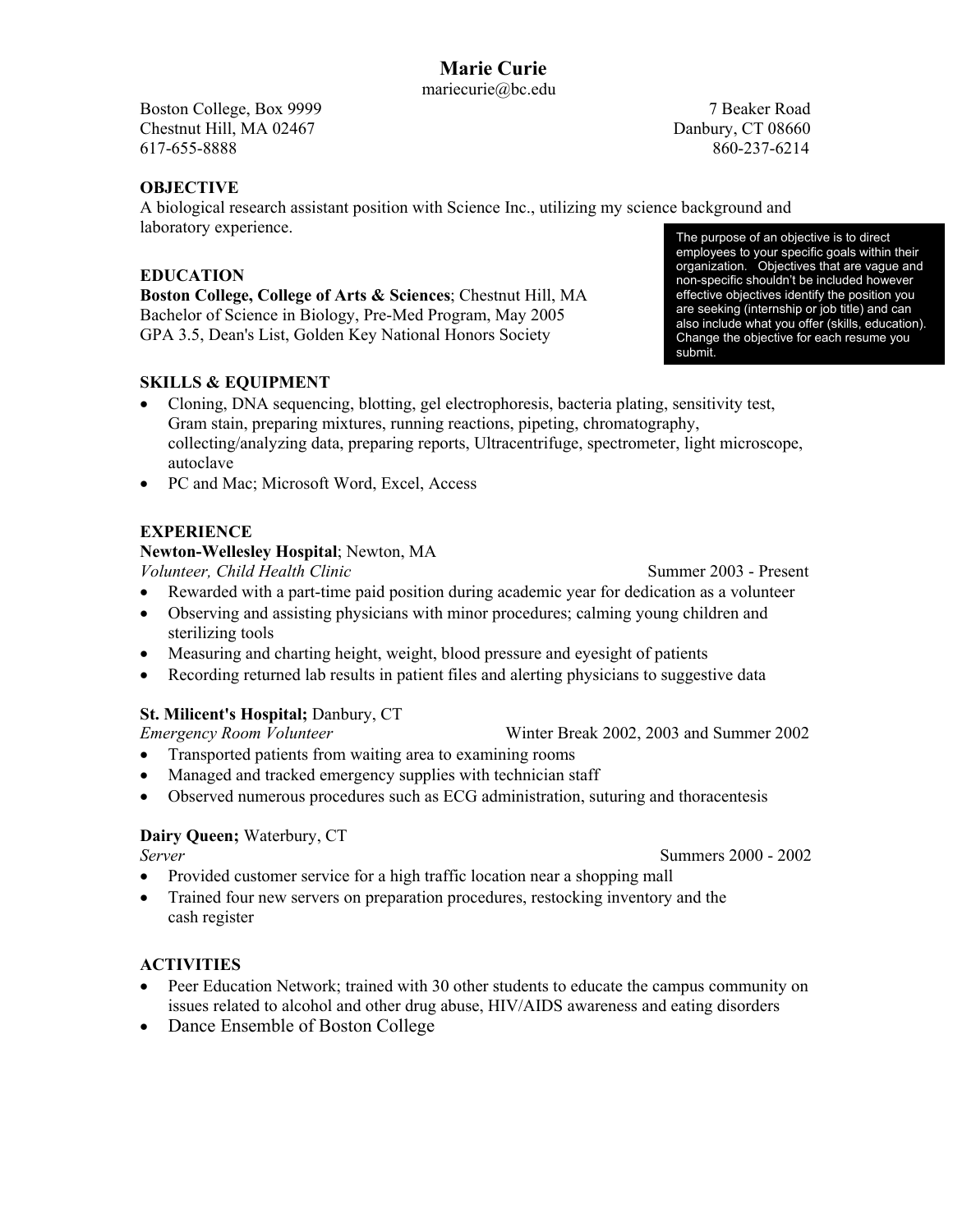# Marie Curie

mariecurie@bc.edu

Boston College, Box 9999
Chestnut Hill, MA 02467
617-655-8888

7 Beaker Road
Danbury, CT 08660
860-237-6214

## OBJECTIVE

A biological research assistant position with Science Inc., utilizing my science background and laboratory experience.

> The purpose of an objective is to direct employees to your specific goals within their organization. Objectives that are vague and non-specific shouldn't be included however effective objectives identify the position you are seeking (internship or job title) and can also include what you offer (skills, education). Change the objective for each resume you submit.

## EDUCATION

**Boston College, College of Arts & Sciences**; Chestnut Hill, MA
Bachelor of Science in Biology, Pre-Med Program, May 2005
GPA 3.5, Dean's List, Golden Key National Honors Society

## SKILLS & EQUIPMENT

- Cloning, DNA sequencing, blotting, gel electrophoresis, bacteria plating, sensitivity test, Gram stain, preparing mixtures, running reactions, pipeting, chromatography, collecting/analyzing data, preparing reports, Ultracentrifuge, spectrometer, light microscope, autoclave
- PC and Mac; Microsoft Word, Excel, Access

## EXPERIENCE

**Newton-Wellesley Hospital**; Newton, MA
*Volunteer, Child Health Clinic* — Summer 2003 - Present

- Rewarded with a part-time paid position during academic year for dedication as a volunteer
- Observing and assisting physicians with minor procedures; calming young children and sterilizing tools
- Measuring and charting height, weight, blood pressure and eyesight of patients
- Recording returned lab results in patient files and alerting physicians to suggestive data

**St. Milicent's Hospital;** Danbury, CT
*Emergency Room Volunteer* — Winter Break 2002, 2003 and Summer 2002

- Transported patients from waiting area to examining rooms
- Managed and tracked emergency supplies with technician staff
- Observed numerous procedures such as ECG administration, suturing and thoracentesis

**Dairy Queen;** Waterbury, CT
*Server* — Summers 2000 - 2002

- Provided customer service for a high traffic location near a shopping mall
- Trained four new servers on preparation procedures, restocking inventory and the cash register

## ACTIVITIES

- Peer Education Network; trained with 30 other students to educate the campus community on issues related to alcohol and other drug abuse, HIV/AIDS awareness and eating disorders
- Dance Ensemble of Boston College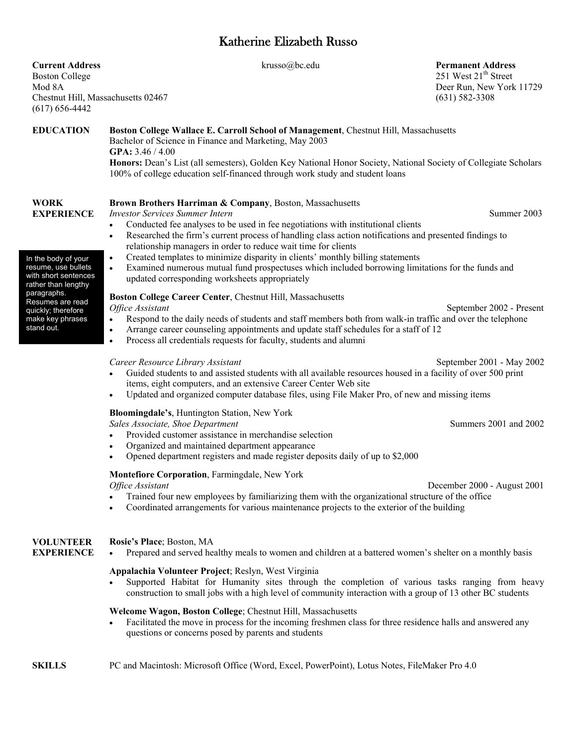# Katherine Elizabeth Russo

**Current Address**
Boston College
Mod 8A
Chestnut Hill, Massachusetts 02467
(617) 656-4442

krusso@bc.edu

**Permanent Address**
251 West 21st Street
Deer Run, New York 11729
(631) 582-3308

## EDUCATION

**Boston College Wallace E. Carroll School of Management**, Chestnut Hill, Massachusetts
Bachelor of Science in Finance and Marketing, May 2003
**GPA:** 3.46 / 4.00
**Honors:** Dean's List (all semesters), Golden Key National Honor Society, National Society of Collegiate Scholars
100% of college education self-financed through work study and student loans

## WORK EXPERIENCE

In the body of your resume, use bullets with short sentences rather than lengthy paragraphs. Resumes are read quickly; therefore make key phrases stand out.

**Brown Brothers Harriman & Company**, Boston, Massachusetts
*Investor Services Summer Intern* — Summer 2003

- Conducted fee analyses to be used in fee negotiations with institutional clients
- Researched the firm's current process of handling class action notifications and presented findings to relationship managers in order to reduce wait time for clients
- Created templates to minimize disparity in clients' monthly billing statements
- Examined numerous mutual fund prospectuses which included borrowing limitations for the funds and updated corresponding worksheets appropriately

**Boston College Career Center**, Chestnut Hill, Massachusetts
*Office Assistant* — September 2002 - Present

- Respond to the daily needs of students and staff members both from walk-in traffic and over the telephone
- Arrange career counseling appointments and update staff schedules for a staff of 12
- Process all credentials requests for faculty, students and alumni

*Career Resource Library Assistant* — September 2001 - May 2002

- Guided students to and assisted students with all available resources housed in a facility of over 500 print items, eight computers, and an extensive Career Center Web site
- Updated and organized computer database files, using File Maker Pro, of new and missing items

**Bloomingdale's**, Huntington Station, New York
*Sales Associate, Shoe Department* — Summers 2001 and 2002

- Provided customer assistance in merchandise selection
- Organized and maintained department appearance
- Opened department registers and made register deposits daily of up to $2,000

**Montefiore Corporation**, Farmingdale, New York
*Office Assistant* — December 2000 - August 2001

- Trained four new employees by familiarizing them with the organizational structure of the office
- Coordinated arrangements for various maintenance projects to the exterior of the building

## VOLUNTEER EXPERIENCE

**Rosie's Place**; Boston, MA

- Prepared and served healthy meals to women and children at a battered women's shelter on a monthly basis

**Appalachia Volunteer Project**; Reslyn, West Virginia

- Supported Habitat for Humanity sites through the completion of various tasks ranging from heavy construction to small jobs with a high level of community interaction with a group of 13 other BC students

**Welcome Wagon, Boston College**; Chestnut Hill, Massachusetts

- Facilitated the move in process for the incoming freshmen class for three residence halls and answered any questions or concerns posed by parents and students

## SKILLS

PC and Macintosh: Microsoft Office (Word, Excel, PowerPoint), Lotus Notes, FileMaker Pro 4.0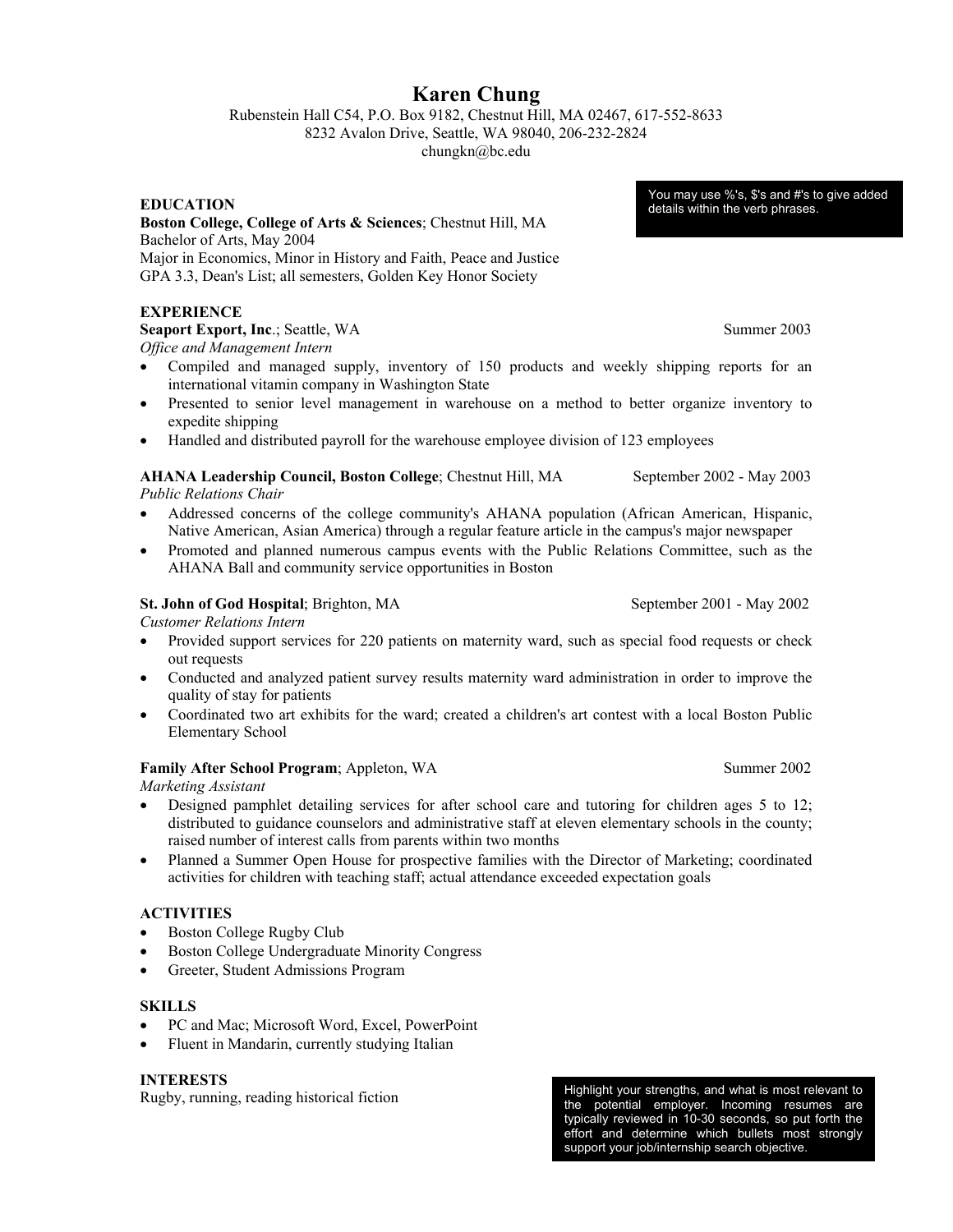# Karen Chung

Rubenstein Hall C54, P.O. Box 9182, Chestnut Hill, MA 02467, 617-552-8633
8232 Avalon Drive, Seattle, WA 98040, 206-232-2824
chungkn@bc.edu

> You may use %'s, $'s and #'s to give added details within the verb phrases.

## EDUCATION

**Boston College, College of Arts & Sciences**; Chestnut Hill, MA
Bachelor of Arts, May 2004
Major in Economics, Minor in History and Faith, Peace and Justice
GPA 3.3, Dean's List; all semesters, Golden Key Honor Society

## EXPERIENCE

**Seaport Export, Inc**.; Seattle, WA — Summer 2003
*Office and Management Intern*

- Compiled and managed supply, inventory of 150 products and weekly shipping reports for an international vitamin company in Washington State
- Presented to senior level management in warehouse on a method to better organize inventory to expedite shipping
- Handled and distributed payroll for the warehouse employee division of 123 employees

**AHANA Leadership Council, Boston College**; Chestnut Hill, MA — September 2002 - May 2003
*Public Relations Chair*

- Addressed concerns of the college community's AHANA population (African American, Hispanic, Native American, Asian America) through a regular feature article in the campus's major newspaper
- Promoted and planned numerous campus events with the Public Relations Committee, such as the AHANA Ball and community service opportunities in Boston

**St. John of God Hospital**; Brighton, MA — September 2001 - May 2002
*Customer Relations Intern*

- Provided support services for 220 patients on maternity ward, such as special food requests or check out requests
- Conducted and analyzed patient survey results maternity ward administration in order to improve the quality of stay for patients
- Coordinated two art exhibits for the ward; created a children's art contest with a local Boston Public Elementary School

**Family After School Program**; Appleton, WA — Summer 2002
*Marketing Assistant*

- Designed pamphlet detailing services for after school care and tutoring for children ages 5 to 12; distributed to guidance counselors and administrative staff at eleven elementary schools in the county; raised number of interest calls from parents within two months
- Planned a Summer Open House for prospective families with the Director of Marketing; coordinated activities for children with teaching staff; actual attendance exceeded expectation goals

## ACTIVITIES

- Boston College Rugby Club
- Boston College Undergraduate Minority Congress
- Greeter, Student Admissions Program

## SKILLS

- PC and Mac; Microsoft Word, Excel, PowerPoint
- Fluent in Mandarin, currently studying Italian

## INTERESTS

Rugby, running, reading historical fiction

> Highlight your strengths, and what is most relevant to the potential employer. Incoming resumes are typically reviewed in 10-30 seconds, so put forth the effort and determine which bullets most strongly support your job/internship search objective.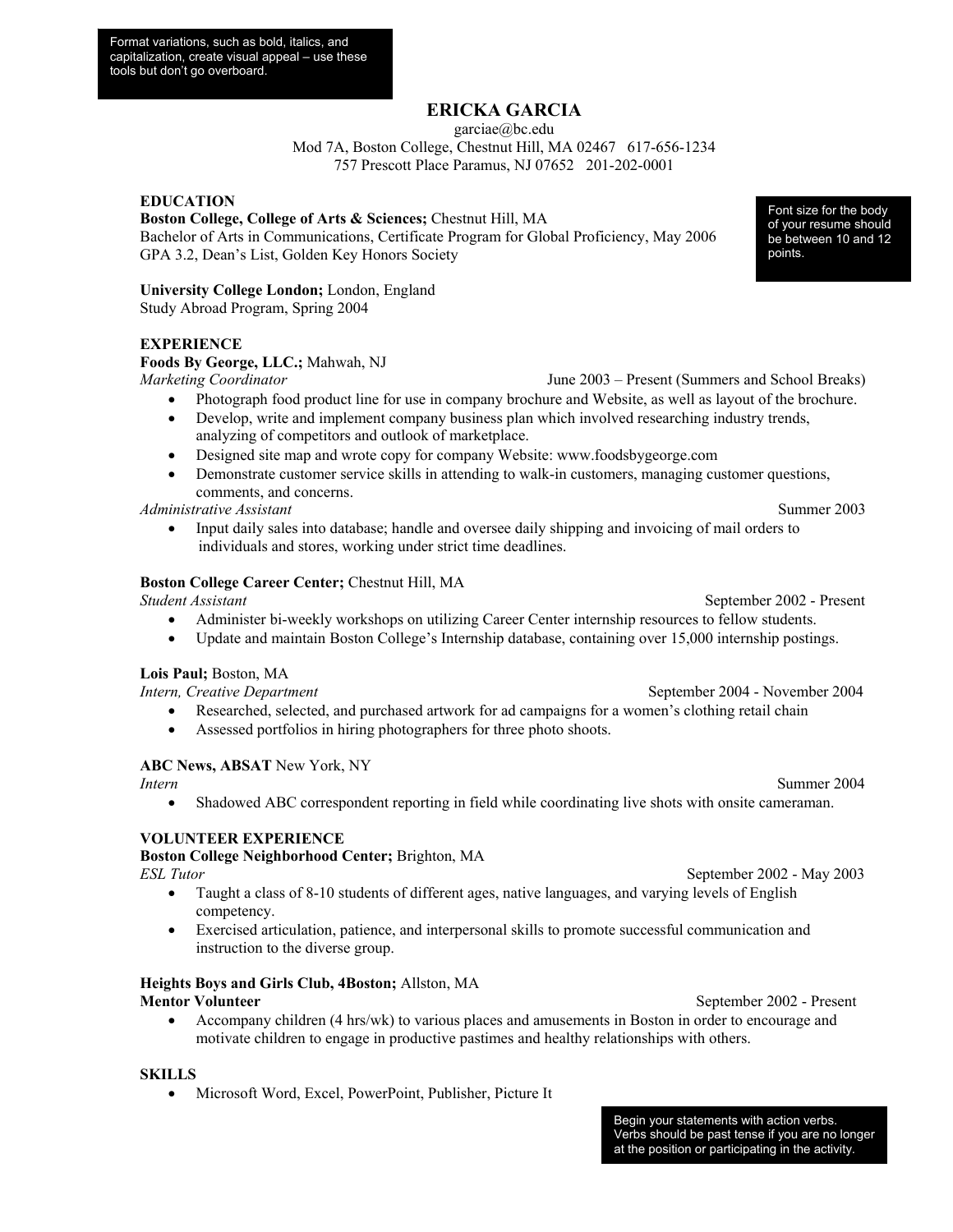> Format variations, such as bold, italics, and capitalization, create visual appeal – use these tools but don't go overboard.

# ERICKA GARCIA

garciae@bc.edu
Mod 7A, Boston College, Chestnut Hill, MA 02467   617-656-1234
757 Prescott Place Paramus, NJ 07652   201-202-0001

> Font size for the body of your resume should be between 10 and 12 points.

## EDUCATION

**Boston College, College of Arts & Sciences;** Chestnut Hill, MA
Bachelor of Arts in Communications, Certificate Program for Global Proficiency, May 2006
GPA 3.2, Dean's List, Golden Key Honors Society

**University College London;** London, England
Study Abroad Program, Spring 2004

## EXPERIENCE

**Foods By George, LLC.;** Mahwah, NJ
*Marketing Coordinator* — June 2003 – Present (Summers and School Breaks)

- Photograph food product line for use in company brochure and Website, as well as layout of the brochure.
- Develop, write and implement company business plan which involved researching industry trends, analyzing of competitors and outlook of marketplace.
- Designed site map and wrote copy for company Website: www.foodsbygeorge.com
- Demonstrate customer service skills in attending to walk-in customers, managing customer questions, comments, and concerns.

*Administrative Assistant* — Summer 2003

- Input daily sales into database; handle and oversee daily shipping and invoicing of mail orders to individuals and stores, working under strict time deadlines.

**Boston College Career Center;** Chestnut Hill, MA
*Student Assistant* — September 2002 - Present

- Administer bi-weekly workshops on utilizing Career Center internship resources to fellow students.
- Update and maintain Boston College's Internship database, containing over 15,000 internship postings.

**Lois Paul;** Boston, MA
*Intern, Creative Department* — September 2004 - November 2004

- Researched, selected, and purchased artwork for ad campaigns for a women's clothing retail chain
- Assessed portfolios in hiring photographers for three photo shoots.

**ABC News, ABSAT** New York, NY
*Intern* — Summer 2004

- Shadowed ABC correspondent reporting in field while coordinating live shots with onsite cameraman.

## VOLUNTEER EXPERIENCE

**Boston College Neighborhood Center;** Brighton, MA
*ESL Tutor* — September 2002 - May 2003

- Taught a class of 8-10 students of different ages, native languages, and varying levels of English competency.
- Exercised articulation, patience, and interpersonal skills to promote successful communication and instruction to the diverse group.

**Heights Boys and Girls Club, 4Boston;** Allston, MA
**Mentor Volunteer** — September 2002 - Present

- Accompany children (4 hrs/wk) to various places and amusements in Boston in order to encourage and motivate children to engage in productive pastimes and healthy relationships with others.

## SKILLS

- Microsoft Word, Excel, PowerPoint, Publisher, Picture It

> Begin your statements with action verbs. Verbs should be past tense if you are no longer at the position or participating in the activity.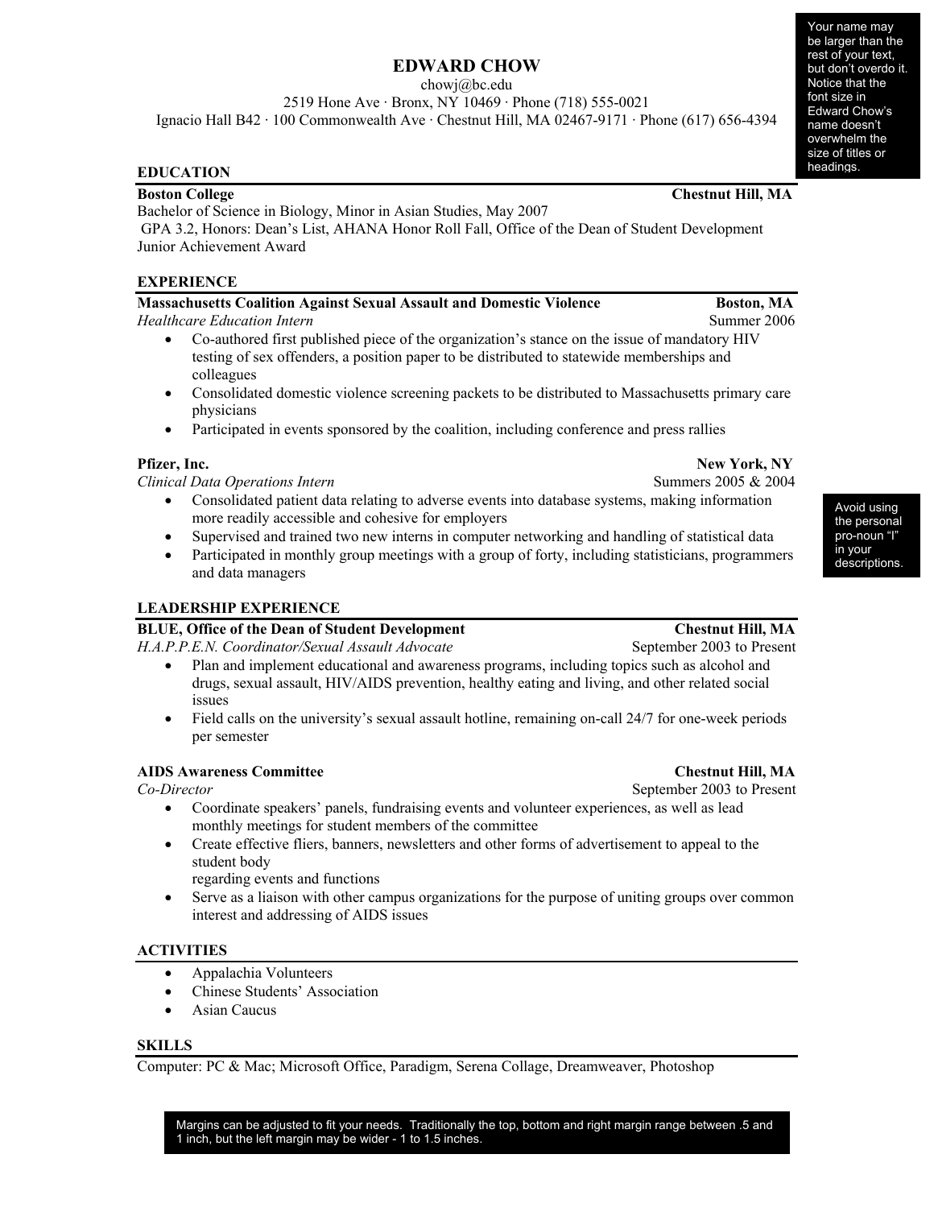# EDWARD CHOW

chowj@bc.edu
2519 Hone Ave · Bronx, NY 10469 · Phone (718) 555-0021
Ignacio Hall B42 · 100 Commonwealth Ave · Chestnut Hill, MA 02467-9171 · Phone (617) 656-4394

> Your name may be larger than the rest of your text, but don't overdo it. Notice that the font size in Edward Chow's name doesn't overwhelm the size of titles or headings.

## EDUCATION

**Boston College** — **Chestnut Hill, MA**
Bachelor of Science in Biology, Minor in Asian Studies, May 2007
GPA 3.2, Honors: Dean's List, AHANA Honor Roll Fall, Office of the Dean of Student Development Junior Achievement Award

## EXPERIENCE

**Massachusetts Coalition Against Sexual Assault and Domestic Violence** — **Boston, MA**
*Healthcare Education Intern* — Summer 2006

- Co-authored first published piece of the organization's stance on the issue of mandatory HIV testing of sex offenders, a position paper to be distributed to statewide memberships and colleagues
- Consolidated domestic violence screening packets to be distributed to Massachusetts primary care physicians
- Participated in events sponsored by the coalition, including conference and press rallies

**Pfizer, Inc.** — **New York, NY**
*Clinical Data Operations Intern* — Summers 2005 & 2004

- Consolidated patient data relating to adverse events into database systems, making information more readily accessible and cohesive for employers
- Supervised and trained two new interns in computer networking and handling of statistical data
- Participated in monthly group meetings with a group of forty, including statisticians, programmers and data managers

> Avoid using the personal pro-noun "I" in your descriptions.

## LEADERSHIP EXPERIENCE

**BLUE, Office of the Dean of Student Development** — **Chestnut Hill, MA**
*H.A.P.P.E.N. Coordinator/Sexual Assault Advocate* — September 2003 to Present

- Plan and implement educational and awareness programs, including topics such as alcohol and drugs, sexual assault, HIV/AIDS prevention, healthy eating and living, and other related social issues
- Field calls on the university's sexual assault hotline, remaining on-call 24/7 for one-week periods per semester

**AIDS Awareness Committee** — **Chestnut Hill, MA**
*Co-Director* — September 2003 to Present

- Coordinate speakers' panels, fundraising events and volunteer experiences, as well as lead monthly meetings for student members of the committee
- Create effective fliers, banners, newsletters and other forms of advertisement to appeal to the student body
  regarding events and functions
- Serve as a liaison with other campus organizations for the purpose of uniting groups over common interest and addressing of AIDS issues

## ACTIVITIES

- Appalachia Volunteers
- Chinese Students' Association
- Asian Caucus

## SKILLS

Computer: PC & Mac; Microsoft Office, Paradigm, Serena Collage, Dreamweaver, Photoshop

> Margins can be adjusted to fit your needs. Traditionally the top, bottom and right margin range between .5 and 1 inch, but the left margin may be wider - 1 to 1.5 inches.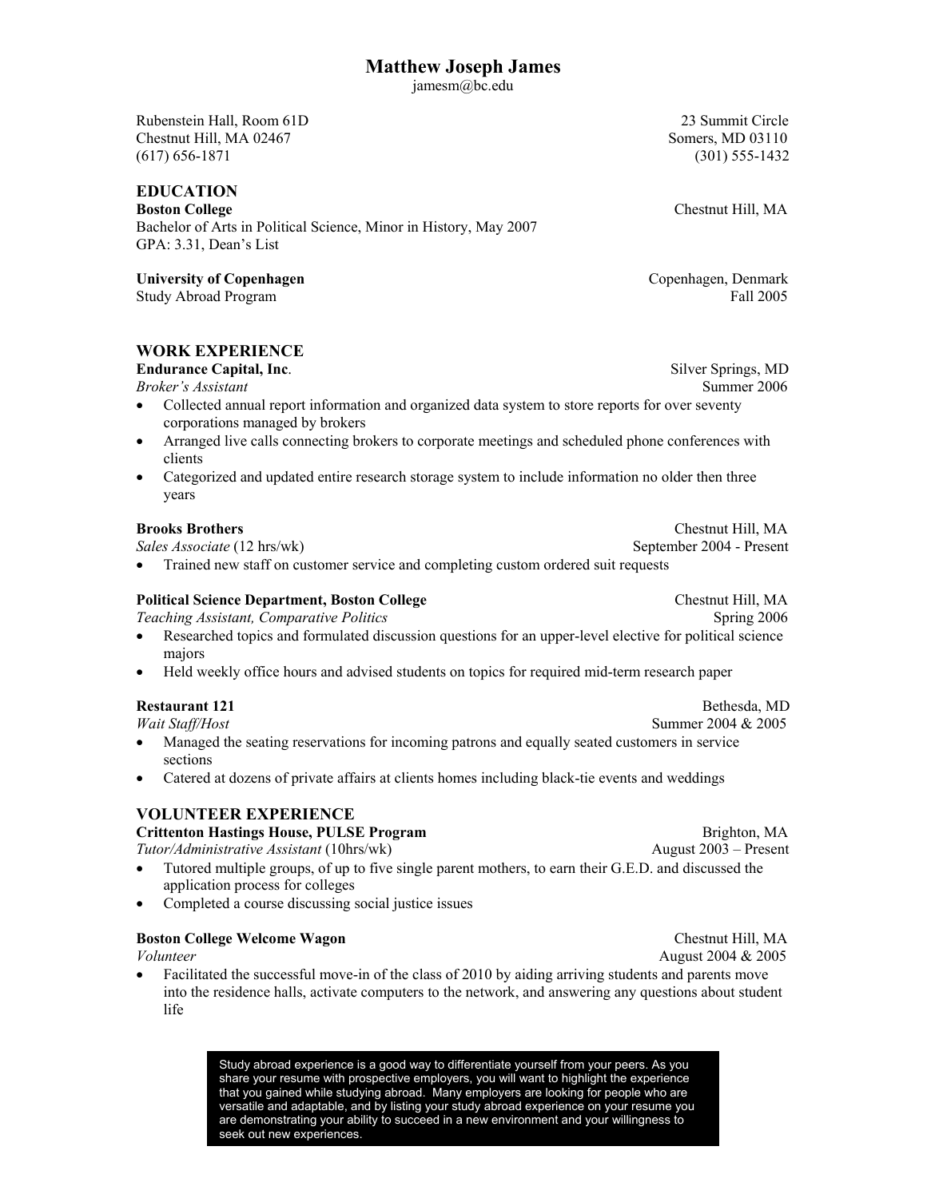# Matthew Joseph James

jamesm@bc.edu

Rubenstein Hall, Room 61D
Chestnut Hill, MA 02467
(617) 656-1871

23 Summit Circle
Somers, MD 03110
(301) 555-1432

## EDUCATION

**Boston College** Chestnut Hill, MA
Bachelor of Arts in Political Science, Minor in History, May 2007
GPA: 3.31, Dean's List

**University of Copenhagen** Copenhagen, Denmark
Study Abroad Program Fall 2005

## WORK EXPERIENCE

**Endurance Capital, Inc**. Silver Springs, MD
*Broker's Assistant* Summer 2006

- Collected annual report information and organized data system to store reports for over seventy corporations managed by brokers
- Arranged live calls connecting brokers to corporate meetings and scheduled phone conferences with clients
- Categorized and updated entire research storage system to include information no older then three years

**Brooks Brothers** Chestnut Hill, MA
*Sales Associate* (12 hrs/wk) September 2004 - Present

- Trained new staff on customer service and completing custom ordered suit requests

**Political Science Department, Boston College** Chestnut Hill, MA
*Teaching Assistant, Comparative Politics* Spring 2006

- Researched topics and formulated discussion questions for an upper-level elective for political science majors
- Held weekly office hours and advised students on topics for required mid-term research paper

**Restaurant 121** Bethesda, MD
*Wait Staff/Host* Summer 2004 & 2005

- Managed the seating reservations for incoming patrons and equally seated customers in service sections
- Catered at dozens of private affairs at clients homes including black-tie events and weddings

## VOLUNTEER EXPERIENCE

**Crittenton Hastings House, PULSE Program** Brighton, MA
*Tutor/Administrative Assistant* (10hrs/wk) August 2003 – Present

- Tutored multiple groups, of up to five single parent mothers, to earn their G.E.D. and discussed the application process for colleges
- Completed a course discussing social justice issues

**Boston College Welcome Wagon** Chestnut Hill, MA
*Volunteer* August 2004 & 2005

- Facilitated the successful move-in of the class of 2010 by aiding arriving students and parents move into the residence halls, activate computers to the network, and answering any questions about student life

Study abroad experience is a good way to differentiate yourself from your peers. As you share your resume with prospective employers, you will want to highlight the experience that you gained while studying abroad. Many employers are looking for people who are versatile and adaptable, and by listing your study abroad experience on your resume you are demonstrating your ability to succeed in a new environment and your willingness to seek out new experiences.